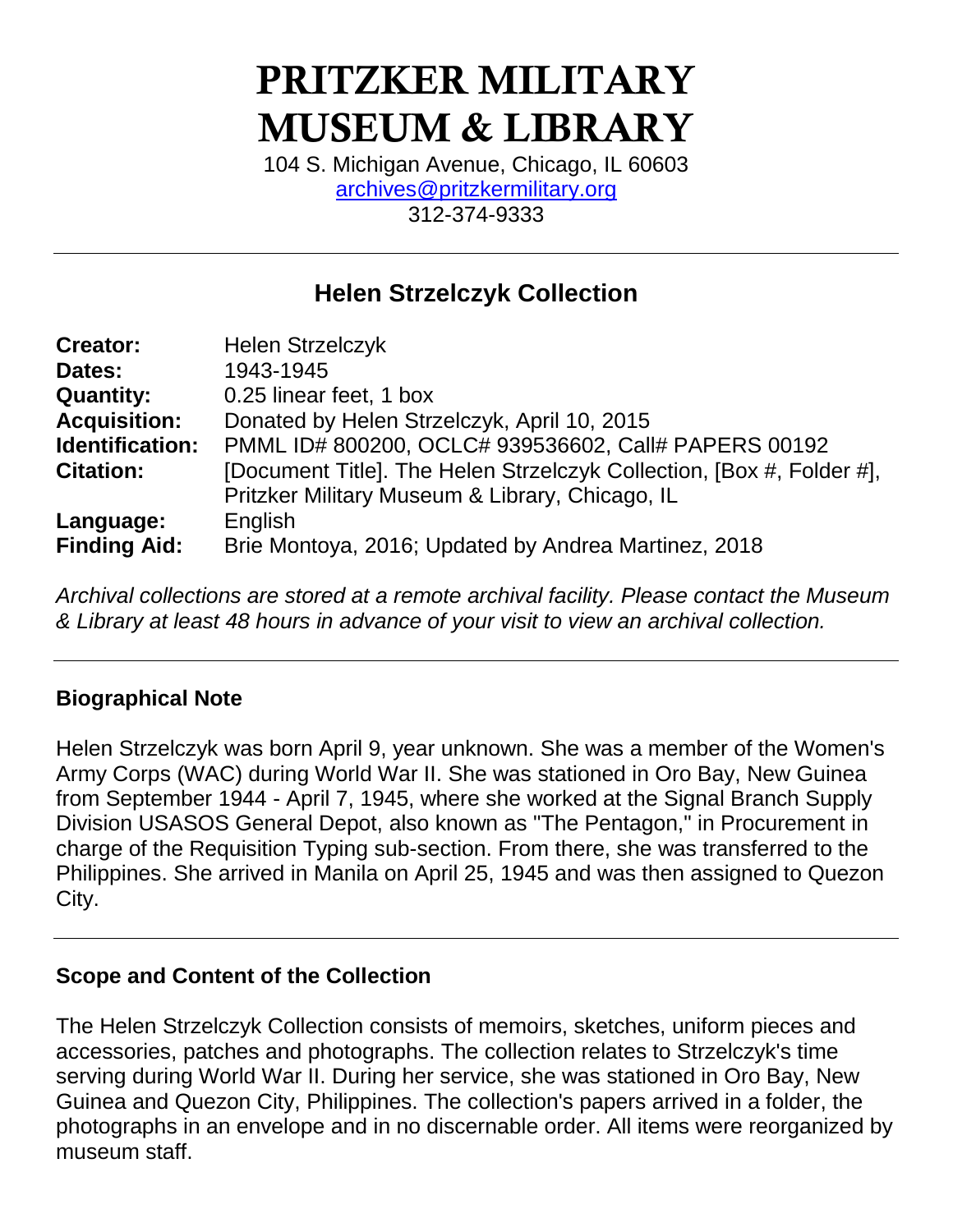# PRITZKER MILITARY MUSEUM & LIBRARY

104 S. Michigan Avenue, Chicago, IL 60603
archives@pritzkermilitary.org
312-374-9333

---

## Helen Strzelczyk Collection

| | |
|---|---|
| **Creator:** | Helen Strzelczyk |
| **Dates:** | 1943-1945 |
| **Quantity:** | 0.25 linear feet, 1 box |
| **Acquisition:** | Donated by Helen Strzelczyk, April 10, 2015 |
| **Identification:** | PMML ID# 800200, OCLC# 939536602, Call# PAPERS 00192 |
| **Citation:** | [Document Title]. The Helen Strzelczyk Collection, [Box #, Folder #], Pritzker Military Museum & Library, Chicago, IL |
| **Language:** | English |
| **Finding Aid:** | Brie Montoya, 2016; Updated by Andrea Martinez, 2018 |

*Archival collections are stored at a remote archival facility. Please contact the Museum & Library at least 48 hours in advance of your visit to view an archival collection.*

---

### Biographical Note

Helen Strzelczyk was born April 9, year unknown. She was a member of the Women's Army Corps (WAC) during World War II. She was stationed in Oro Bay, New Guinea from September 1944 - April 7, 1945, where she worked at the Signal Branch Supply Division USASOS General Depot, also known as "The Pentagon," in Procurement in charge of the Requisition Typing sub-section. From there, she was transferred to the Philippines. She arrived in Manila on April 25, 1945 and was then assigned to Quezon City.

---

### Scope and Content of the Collection

The Helen Strzelczyk Collection consists of memoirs, sketches, uniform pieces and accessories, patches and photographs. The collection relates to Strzelczyk's time serving during World War II. During her service, she was stationed in Oro Bay, New Guinea and Quezon City, Philippines. The collection's papers arrived in a folder, the photographs in an envelope and in no discernable order. All items were reorganized by museum staff.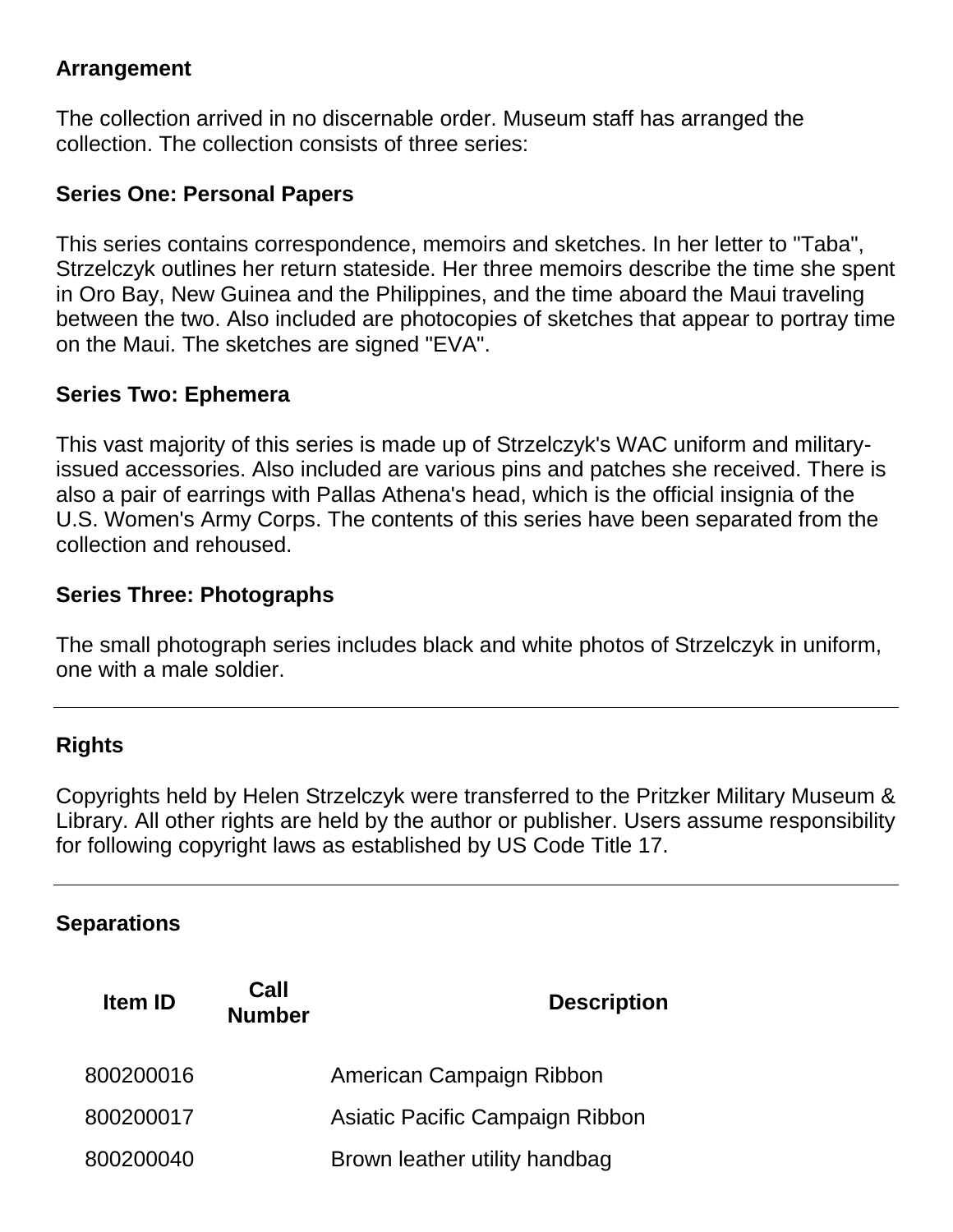## Arrangement

The collection arrived in no discernable order. Museum staff has arranged the collection. The collection consists of three series:

### Series One: Personal Papers

This series contains correspondence, memoirs and sketches. In her letter to "Taba", Strzelczyk outlines her return stateside. Her three memoirs describe the time she spent in Oro Bay, New Guinea and the Philippines, and the time aboard the Maui traveling between the two. Also included are photocopies of sketches that appear to portray time on the Maui. The sketches are signed "EVA".

### Series Two: Ephemera

This vast majority of this series is made up of Strzelczyk's WAC uniform and military-issued accessories. Also included are various pins and patches she received. There is also a pair of earrings with Pallas Athena's head, which is the official insignia of the U.S. Women's Army Corps. The contents of this series have been separated from the collection and rehoused.

### Series Three: Photographs

The small photograph series includes black and white photos of Strzelczyk in uniform, one with a male soldier.

---

## Rights

Copyrights held by Helen Strzelczyk were transferred to the Pritzker Military Museum & Library. All other rights are held by the author or publisher. Users assume responsibility for following copyright laws as established by US Code Title 17.

---

## Separations

| Item ID | Call Number | Description |
| --- | --- | --- |
| 800200016 | | American Campaign Ribbon |
| 800200017 | | Asiatic Pacific Campaign Ribbon |
| 800200040 | | Brown leather utility handbag |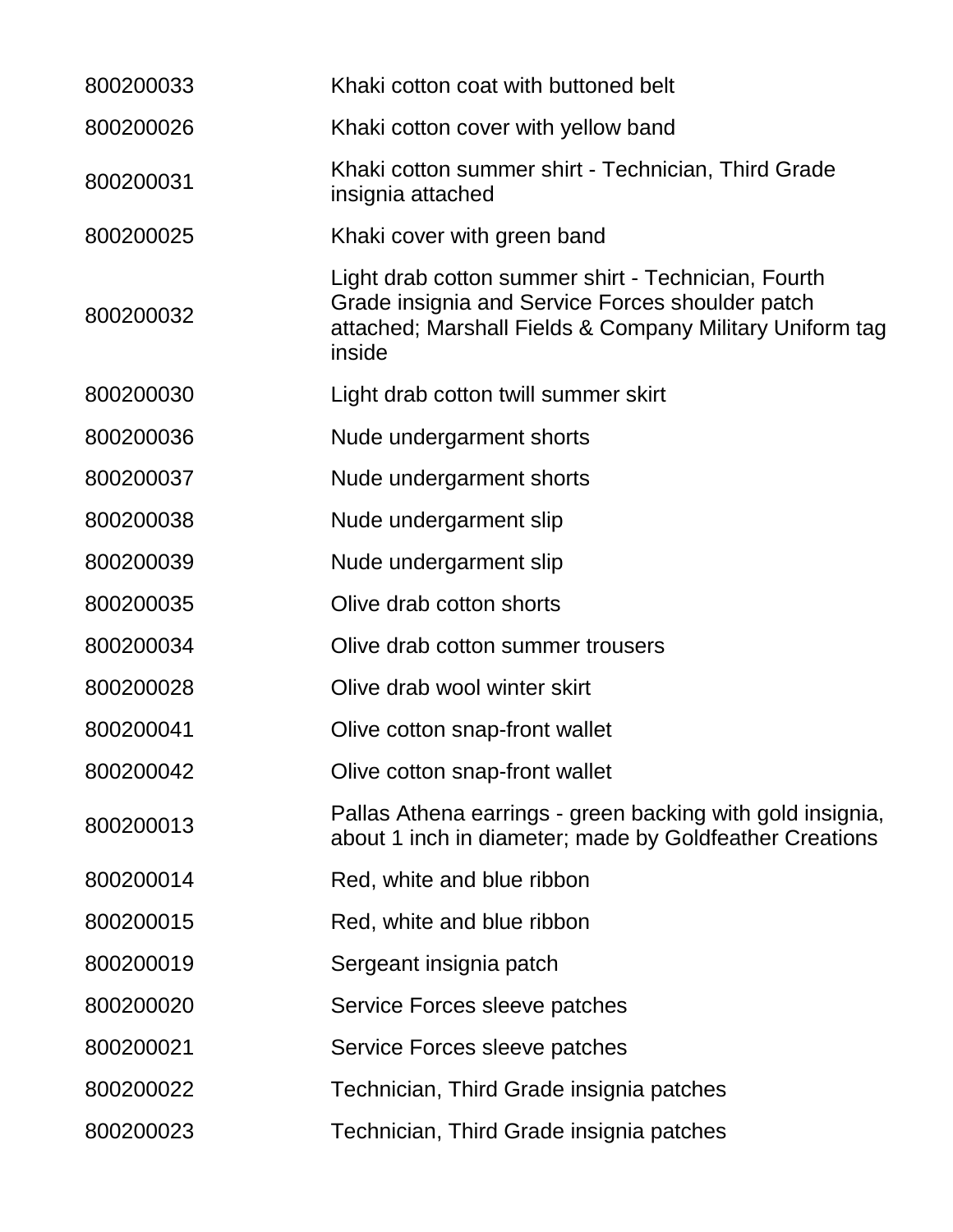| | |
|---|---|
| 800200033 | Khaki cotton coat with buttoned belt |
| 800200026 | Khaki cotton cover with yellow band |
| 800200031 | Khaki cotton summer shirt - Technician, Third Grade insignia attached |
| 800200025 | Khaki cover with green band |
| 800200032 | Light drab cotton summer shirt - Technician, Fourth Grade insignia and Service Forces shoulder patch attached; Marshall Fields & Company Military Uniform tag inside |
| 800200030 | Light drab cotton twill summer skirt |
| 800200036 | Nude undergarment shorts |
| 800200037 | Nude undergarment shorts |
| 800200038 | Nude undergarment slip |
| 800200039 | Nude undergarment slip |
| 800200035 | Olive drab cotton shorts |
| 800200034 | Olive drab cotton summer trousers |
| 800200028 | Olive drab wool winter skirt |
| 800200041 | Olive cotton snap-front wallet |
| 800200042 | Olive cotton snap-front wallet |
| 800200013 | Pallas Athena earrings - green backing with gold insignia, about 1 inch in diameter; made by Goldfeather Creations |
| 800200014 | Red, white and blue ribbon |
| 800200015 | Red, white and blue ribbon |
| 800200019 | Sergeant insignia patch |
| 800200020 | Service Forces sleeve patches |
| 800200021 | Service Forces sleeve patches |
| 800200022 | Technician, Third Grade insignia patches |
| 800200023 | Technician, Third Grade insignia patches |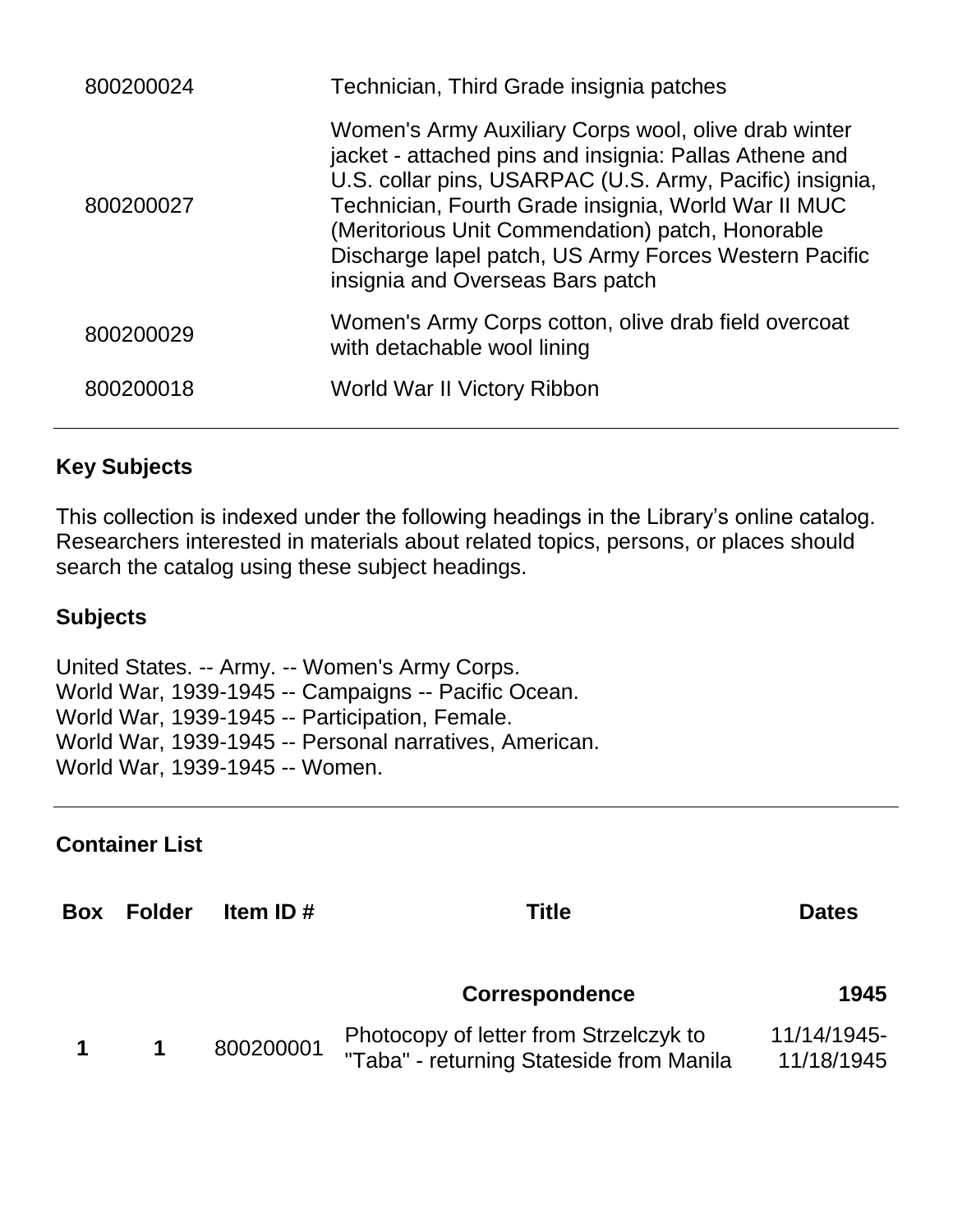| | |
|---|---|
| 800200024 | Technician, Third Grade insignia patches |
| 800200027 | Women's Army Auxiliary Corps wool, olive drab winter jacket - attached pins and insignia: Pallas Athene and U.S. collar pins, USARPAC (U.S. Army, Pacific) insignia, Technician, Fourth Grade insignia, World War II MUC (Meritorious Unit Commendation) patch, Honorable Discharge lapel patch, US Army Forces Western Pacific insignia and Overseas Bars patch |
| 800200029 | Women's Army Corps cotton, olive drab field overcoat with detachable wool lining |
| 800200018 | World War II Victory Ribbon |

## Key Subjects

This collection is indexed under the following headings in the Library's online catalog. Researchers interested in materials about related topics, persons, or places should search the catalog using these subject headings.

### Subjects

United States. -- Army. -- Women's Army Corps.
World War, 1939-1945 -- Campaigns -- Pacific Ocean.
World War, 1939-1945 -- Participation, Female.
World War, 1939-1945 -- Personal narratives, American.
World War, 1939-1945 -- Women.

## Container List

| Box | Folder | Item ID # | Title | Dates |
|---|---|---|---|---|
| | | | **Correspondence** | **1945** |
| 1 | 1 | 800200001 | Photocopy of letter from Strzelczyk to "Taba" - returning Stateside from Manila | 11/14/1945-11/18/1945 |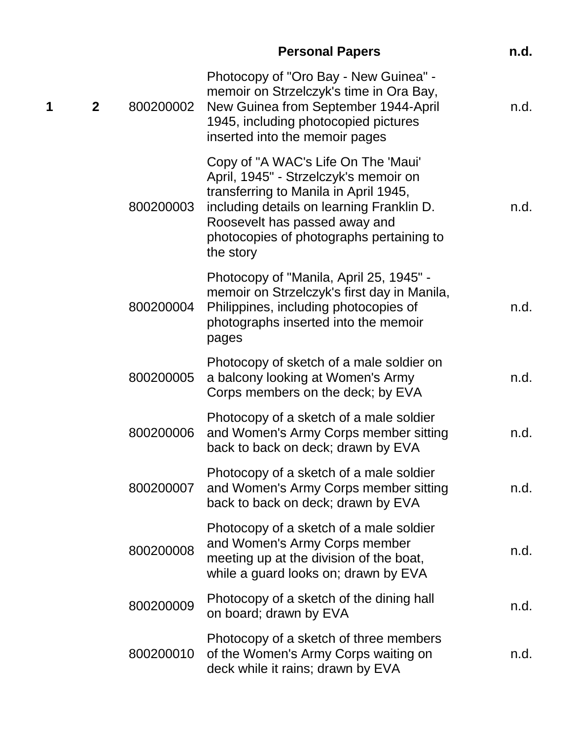| | | | **Personal Papers** | **n.d.** |
|---|---|---|---|---|
| **1** | **2** | 800200002 | Photocopy of "Oro Bay - New Guinea" - memoir on Strzelczyk's time in Ora Bay, New Guinea from September 1944-April 1945, including photocopied pictures inserted into the memoir pages | n.d. |
| | | 800200003 | Copy of "A WAC's Life On The 'Maui' April, 1945" - Strzelczyk's memoir on transferring to Manila in April 1945, including details on learning Franklin D. Roosevelt has passed away and photocopies of photographs pertaining to the story | n.d. |
| | | 800200004 | Photocopy of "Manila, April 25, 1945" - memoir on Strzelczyk's first day in Manila, Philippines, including photocopies of photographs inserted into the memoir pages | n.d. |
| | | 800200005 | Photocopy of sketch of a male soldier on a balcony looking at Women's Army Corps members on the deck; by EVA | n.d. |
| | | 800200006 | Photocopy of a sketch of a male soldier and Women's Army Corps member sitting back to back on deck; drawn by EVA | n.d. |
| | | 800200007 | Photocopy of a sketch of a male soldier and Women's Army Corps member sitting back to back on deck; drawn by EVA | n.d. |
| | | 800200008 | Photocopy of a sketch of a male soldier and Women's Army Corps member meeting up at the division of the boat, while a guard looks on; drawn by EVA | n.d. |
| | | 800200009 | Photocopy of a sketch of the dining hall on board; drawn by EVA | n.d. |
| | | 800200010 | Photocopy of a sketch of three members of the Women's Army Corps waiting on deck while it rains; drawn by EVA | n.d. |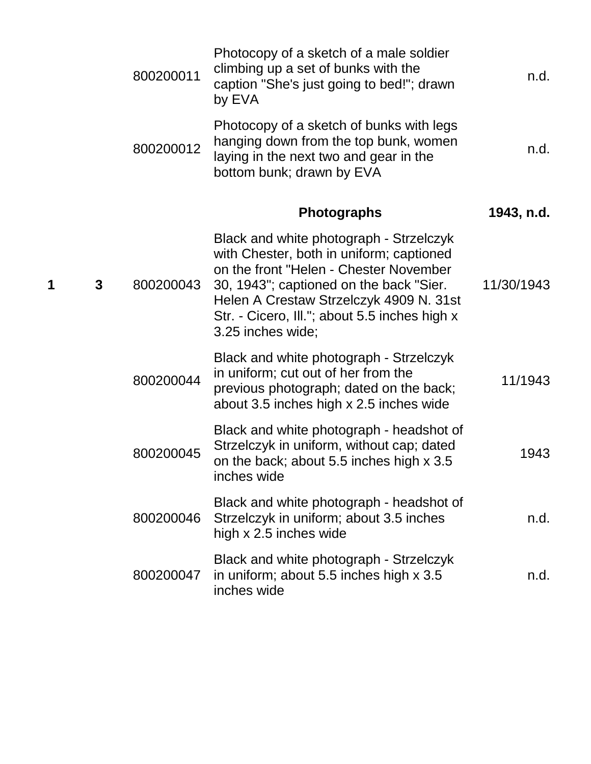| | | | | |
|---|---|---|---|---|
| | | 800200011 | Photocopy of a sketch of a male soldier climbing up a set of bunks with the caption "She's just going to bed!"; drawn by EVA | n.d. |
| | | 800200012 | Photocopy of a sketch of bunks with legs hanging down from the top bunk, women laying in the next two and gear in the bottom bunk; drawn by EVA | n.d. |
| | | | **Photographs** | **1943, n.d.** |
| 1 | 3 | 800200043 | Black and white photograph - Strzelczyk with Chester, both in uniform; captioned on the front "Helen - Chester November 30, 1943"; captioned on the back "Sier. Helen A Crestaw Strzelczyk 4909 N. 31st Str. - Cicero, Ill."; about 5.5 inches high x 3.25 inches wide; | 11/30/1943 |
| | | 800200044 | Black and white photograph - Strzelczyk in uniform; cut out of her from the previous photograph; dated on the back; about 3.5 inches high x 2.5 inches wide | 11/1943 |
| | | 800200045 | Black and white photograph - headshot of Strzelczyk in uniform, without cap; dated on the back; about 5.5 inches high x 3.5 inches wide | 1943 |
| | | 800200046 | Black and white photograph - headshot of Strzelczyk in uniform; about 3.5 inches high x 2.5 inches wide | n.d. |
| | | 800200047 | Black and white photograph - Strzelczyk in uniform; about 5.5 inches high x 3.5 inches wide | n.d. |